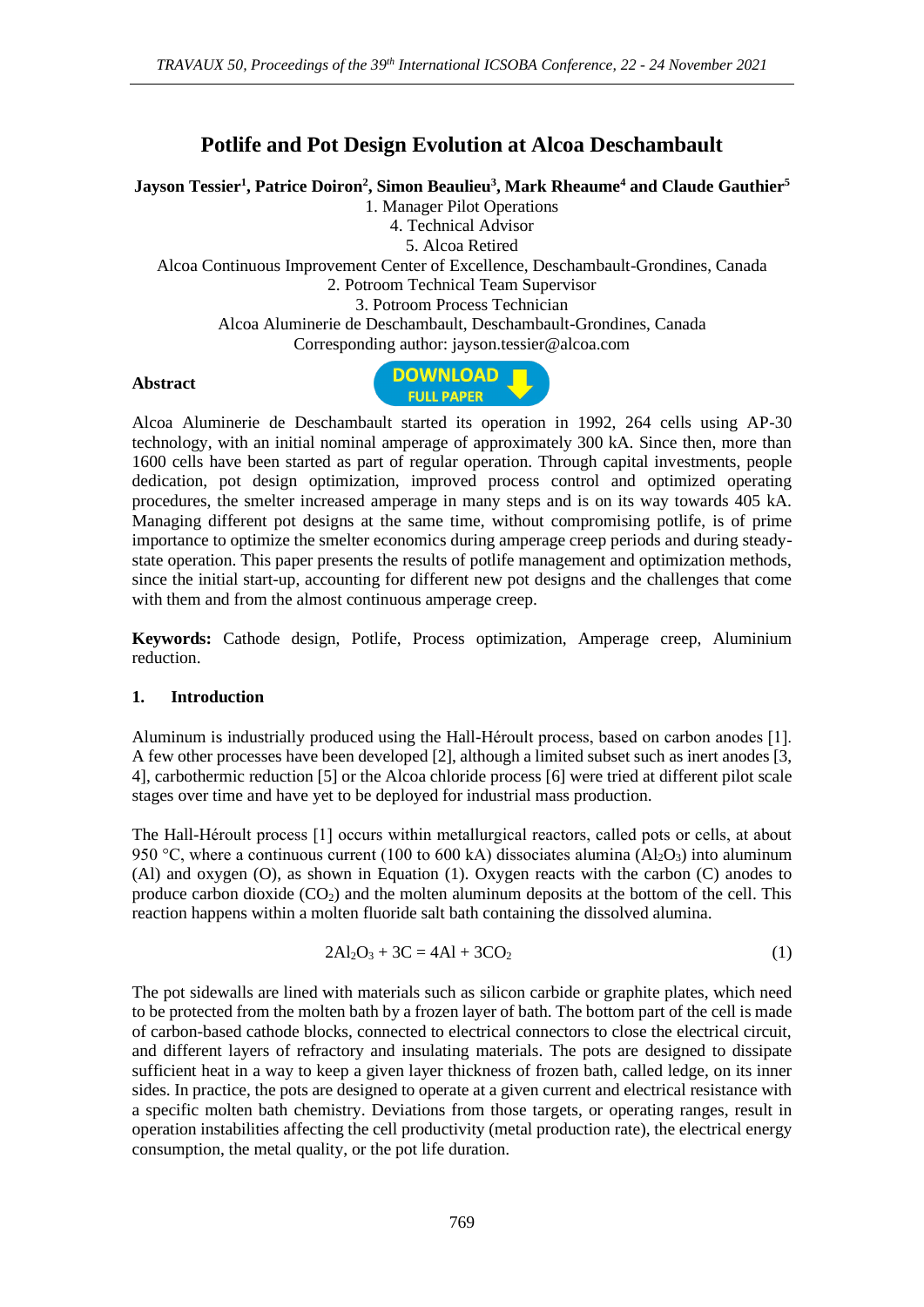# Potlife and Pot Design Evolution at Alcoa Deschambault

**Jayson Tessier[1], Patrice Doiron[2], Simon Beaulieu[3], Mark Rheaume[4] and Claude Gauthier[5]**

1. Manager Pilot Operations
4. Technical Advisor
5. Alcoa Retired

Alcoa Continuous Improvement Center of Excellence, Deschambault-Grondines, Canada

2. Potroom Technical Team Supervisor
3. Potroom Process Technician

Alcoa Aluminerie de Deschambault, Deschambault-Grondines, Canada

Corresponding author: jayson.tessier@alcoa.com

**Abstract**

Alcoa Aluminerie de Deschambault started its operation in 1992, 264 cells using AP-30 technology, with an initial nominal amperage of approximately 300 kA. Since then, more than 1600 cells have been started as part of regular operation. Through capital investments, people dedication, pot design optimization, improved process control and optimized operating procedures, the smelter increased amperage in many steps and is on its way towards 405 kA. Managing different pot designs at the same time, without compromising potlife, is of prime importance to optimize the smelter economics during amperage creep periods and during steady-state operation. This paper presents the results of potlife management and optimization methods, since the initial start-up, accounting for different new pot designs and the challenges that come with them and from the almost continuous amperage creep.

**Keywords:** Cathode design, Potlife, Process optimization, Amperage creep, Aluminium reduction.

## 1. Introduction

Aluminum is industrially produced using the Hall-Héroult process, based on carbon anodes [1]. A few other processes have been developed [2], although a limited subset such as inert anodes [3, 4], carbothermic reduction [5] or the Alcoa chloride process [6] were tried at different pilot scale stages over time and have yet to be deployed for industrial mass production.

The Hall-Héroult process [1] occurs within metallurgical reactors, called pots or cells, at about 950 °C, where a continuous current (100 to 600 kA) dissociates alumina ($Al_2O_3$) into aluminum (Al) and oxygen (O), as shown in Equation (1). Oxygen reacts with the carbon (C) anodes to produce carbon dioxide ($CO_2$) and the molten aluminum deposits at the bottom of the cell. This reaction happens within a molten fluoride salt bath containing the dissolved alumina.

$$2Al_2O_3 + 3C = 4Al + 3CO_2 \tag{1}$$

The pot sidewalls are lined with materials such as silicon carbide or graphite plates, which need to be protected from the molten bath by a frozen layer of bath. The bottom part of the cell is made of carbon-based cathode blocks, connected to electrical connectors to close the electrical circuit, and different layers of refractory and insulating materials. The pots are designed to dissipate sufficient heat in a way to keep a given layer thickness of frozen bath, called ledge, on its inner sides. In practice, the pots are designed to operate at a given current and electrical resistance with a specific molten bath chemistry. Deviations from those targets, or operating ranges, result in operation instabilities affecting the cell productivity (metal production rate), the electrical energy consumption, the metal quality, or the pot life duration.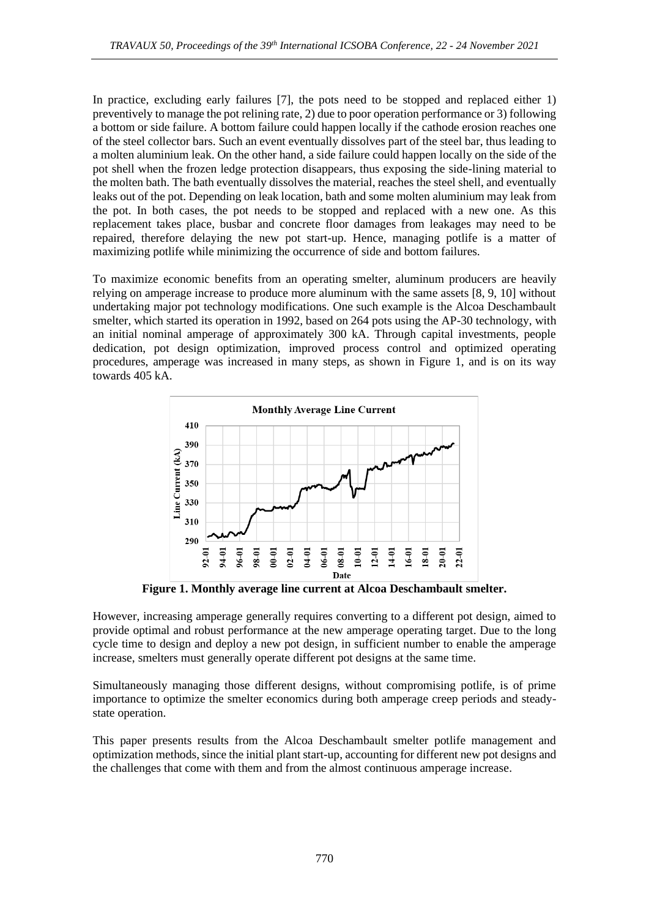In practice, excluding early failures [7], the pots need to be stopped and replaced either 1) preventively to manage the pot relining rate, 2) due to poor operation performance or 3) following a bottom or side failure. A bottom failure could happen locally if the cathode erosion reaches one of the steel collector bars. Such an event eventually dissolves part of the steel bar, thus leading to a molten aluminium leak. On the other hand, a side failure could happen locally on the side of the pot shell when the frozen ledge protection disappears, thus exposing the side-lining material to the molten bath. The bath eventually dissolves the material, reaches the steel shell, and eventually leaks out of the pot. Depending on leak location, bath and some molten aluminium may leak from the pot. In both cases, the pot needs to be stopped and replaced with a new one. As this replacement takes place, busbar and concrete floor damages from leakages may need to be repaired, therefore delaying the new pot start-up. Hence, managing potlife is a matter of maximizing potlife while minimizing the occurrence of side and bottom failures.

To maximize economic benefits from an operating smelter, aluminum producers are heavily relying on amperage increase to produce more aluminum with the same assets [8, 9, 10] without undertaking major pot technology modifications. One such example is the Alcoa Deschambault smelter, which started its operation in 1992, based on 264 pots using the AP-30 technology, with an initial nominal amperage of approximately 300 kA. Through capital investments, people dedication, pot design optimization, improved process control and optimized operating procedures, amperage was increased in many steps, as shown in Figure 1, and is on its way towards 405 kA.

**Figure 1. Monthly average line current at Alcoa Deschambault smelter.**

However, increasing amperage generally requires converting to a different pot design, aimed to provide optimal and robust performance at the new amperage operating target. Due to the long cycle time to design and deploy a new pot design, in sufficient number to enable the amperage increase, smelters must generally operate different pot designs at the same time.

Simultaneously managing those different designs, without compromising potlife, is of prime importance to optimize the smelter economics during both amperage creep periods and steady-state operation.

This paper presents results from the Alcoa Deschambault smelter potlife management and optimization methods, since the initial plant start-up, accounting for different new pot designs and the challenges that come with them and from the almost continuous amperage increase.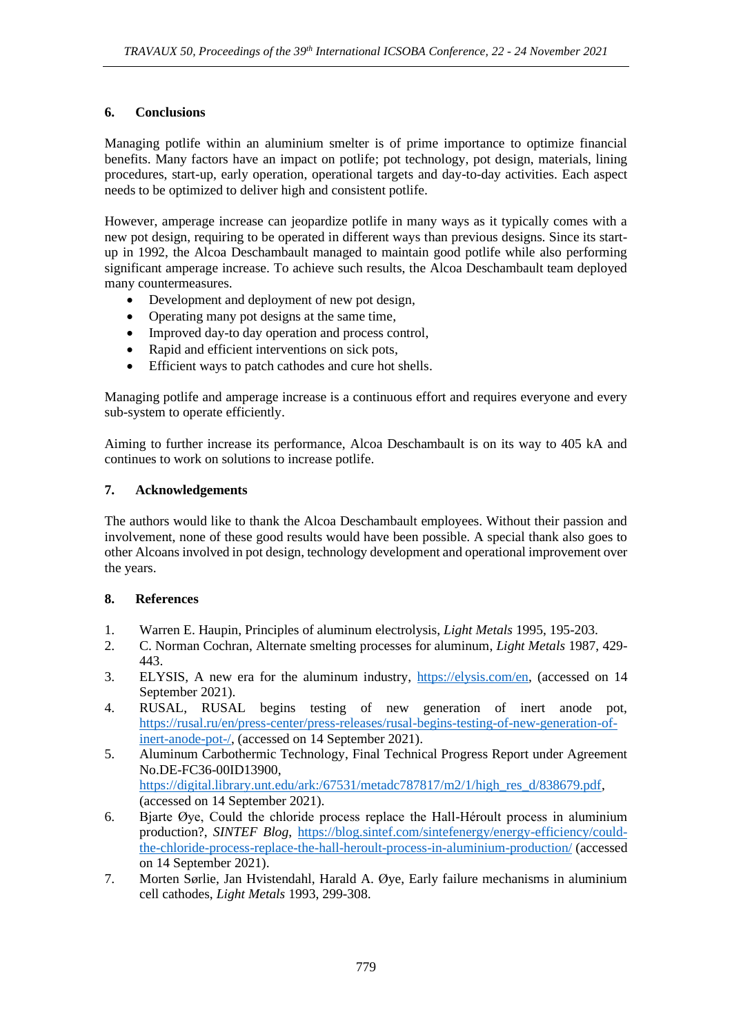## 6. Conclusions

Managing potlife within an aluminium smelter is of prime importance to optimize financial benefits. Many factors have an impact on potlife; pot technology, pot design, materials, lining procedures, start-up, early operation, operational targets and day-to-day activities. Each aspect needs to be optimized to deliver high and consistent potlife.

However, amperage increase can jeopardize potlife in many ways as it typically comes with a new pot design, requiring to be operated in different ways than previous designs. Since its start-up in 1992, the Alcoa Deschambault managed to maintain good potlife while also performing significant amperage increase. To achieve such results, the Alcoa Deschambault team deployed many countermeasures.

- Development and deployment of new pot design,
- Operating many pot designs at the same time,
- Improved day-to day operation and process control,
- Rapid and efficient interventions on sick pots,
- Efficient ways to patch cathodes and cure hot shells.

Managing potlife and amperage increase is a continuous effort and requires everyone and every sub-system to operate efficiently.

Aiming to further increase its performance, Alcoa Deschambault is on its way to 405 kA and continues to work on solutions to increase potlife.

## 7. Acknowledgements

The authors would like to thank the Alcoa Deschambault employees. Without their passion and involvement, none of these good results would have been possible. A special thank also goes to other Alcoans involved in pot design, technology development and operational improvement over the years.

## 8. References

1. Warren E. Haupin, Principles of aluminum electrolysis, *Light Metals* 1995, 195-203.
2. C. Norman Cochran, Alternate smelting processes for aluminum, *Light Metals* 1987, 429-443.
3. ELYSIS, A new era for the aluminum industry, https://elysis.com/en, (accessed on 14 September 2021).
4. RUSAL, RUSAL begins testing of new generation of inert anode pot, https://rusal.ru/en/press-center/press-releases/rusal-begins-testing-of-new-generation-of-inert-anode-pot-/, (accessed on 14 September 2021).
5. Aluminum Carbothermic Technology, Final Technical Progress Report under Agreement No.DE-FC36-00ID13900, https://digital.library.unt.edu/ark:/67531/metadc787817/m2/1/high_res_d/838679.pdf, (accessed on 14 September 2021).
6. Bjarte Øye, Could the chloride process replace the Hall-Héroult process in aluminium production?, *SINTEF Blog*, https://blog.sintef.com/sintefenergy/energy-efficiency/could-the-chloride-process-replace-the-hall-heroult-process-in-aluminium-production/ (accessed on 14 September 2021).
7. Morten Sørlie, Jan Hvistendahl, Harald A. Øye, Early failure mechanisms in aluminium cell cathodes, *Light Metals* 1993, 299-308.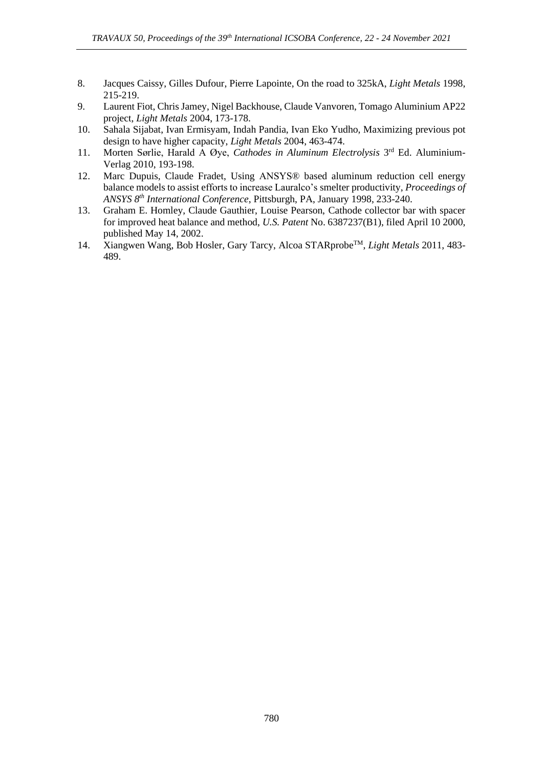8. Jacques Caissy, Gilles Dufour, Pierre Lapointe, On the road to 325kA, *Light Metals* 1998, 215-219.
9. Laurent Fiot, Chris Jamey, Nigel Backhouse, Claude Vanvoren, Tomago Aluminium AP22 project, *Light Metals* 2004, 173-178.
10. Sahala Sijabat, Ivan Ermisyam, Indah Pandia, Ivan Eko Yudho, Maximizing previous pot design to have higher capacity, *Light Metals* 2004, 463-474.
11. Morten Sørlie, Harald A Øye, *Cathodes in Aluminum Electrolysis* 3rd Ed. Aluminium-Verlag 2010, 193-198.
12. Marc Dupuis, Claude Fradet, Using ANSYS® based aluminum reduction cell energy balance models to assist efforts to increase Lauralco's smelter productivity, *Proceedings of ANSYS 8th International Conference*, Pittsburgh, PA, January 1998, 233-240.
13. Graham E. Homley, Claude Gauthier, Louise Pearson, Cathode collector bar with spacer for improved heat balance and method, *U.S. Patent* No. 6387237(B1), filed April 10 2000, published May 14, 2002.
14. Xiangwen Wang, Bob Hosler, Gary Tarcy, Alcoa STARprobe™, *Light Metals* 2011, 483-489.